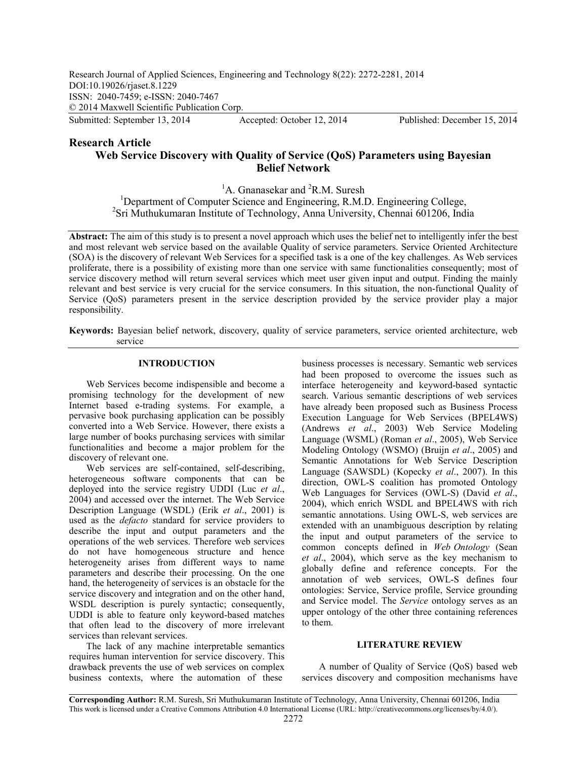Research Journal of Applied Sciences, Engineering and Technology 8(22): 2272-2281, 2014
DOI:10.19026/rjaset.8.1229
ISSN: 2040-7459; e-ISSN: 2040-7467
© 2014 Maxwell Scientific Publication Corp.

Submitted: September 13, 2014 Accepted: October 12, 2014 Published: December 15, 2014

**Research Article**

# Web Service Discovery with Quality of Service (QoS) Parameters using Bayesian Belief Network

[1]A. Gnanasekar and [2]R.M. Suresh

[1]Department of Computer Science and Engineering, R.M.D. Engineering College,
[2]Sri Muthukumaran Institute of Technology, Anna University, Chennai 601206, India

**Abstract:** The aim of this study is to present a novel approach which uses the belief net to intelligently infer the best and most relevant web service based on the available Quality of service parameters. Service Oriented Architecture (SOA) is the discovery of relevant Web Services for a specified task is a one of the key challenges. As Web services proliferate, there is a possibility of existing more than one service with same functionalities consequently; most of service discovery method will return several services which meet user given input and output. Finding the mainly relevant and best service is very crucial for the service consumers. In this situation, the non-functional Quality of Service (QoS) parameters present in the service description provided by the service provider play a major responsibility.

**Keywords:** Bayesian belief network, discovery, quality of service parameters, service oriented architecture, web service

## INTRODUCTION

Web Services become indispensible and become a promising technology for the development of new Internet based e-trading systems. For example, a pervasive book purchasing application can be possibly converted into a Web Service. However, there exists a large number of books purchasing services with similar functionalities and become a major problem for the discovery of relevant one.

Web services are self-contained, self-describing, heterogeneous software components that can be deployed into the service registry UDDI (Luc *et al*., 2004) and accessed over the internet. The Web Service Description Language (WSDL) (Erik *et al*., 2001) is used as the *defacto* standard for service providers to describe the input and output parameters and the operations of the web services. Therefore web services do not have homogeneous structure and hence heterogeneity arises from different ways to name parameters and describe their processing. On the one hand, the heterogeneity of services is an obstacle for the service discovery and integration and on the other hand, WSDL description is purely syntactic; consequently, UDDI is able to feature only keyword-based matches that often lead to the discovery of more irrelevant services than relevant services.

The lack of any machine interpretable semantics requires human intervention for service discovery. This drawback prevents the use of web services on complex business contexts, where the automation of these business processes is necessary. Semantic web services had been proposed to overcome the issues such as interface heterogeneity and keyword-based syntactic search. Various semantic descriptions of web services have already been proposed such as Business Process Execution Language for Web Services (BPEL4WS) (Andrews *et al*., 2003) Web Service Modeling Language (WSML) (Roman *et al*., 2005), Web Service Modeling Ontology (WSMO) (Bruijn *et al*., 2005) and Semantic Annotations for Web Service Description Language (SAWSDL) (Kopecky *et al*., 2007). In this direction, OWL-S coalition has promoted Ontology Web Languages for Services (OWL-S) (David *et al*., 2004), which enrich WSDL and BPEL4WS with rich semantic annotations. Using OWL-S, web services are extended with an unambiguous description by relating the input and output parameters of the service to common concepts defined in *Web Ontology* (Sean *et al*., 2004), which serve as the key mechanism to globally define and reference concepts. For the annotation of web services, OWL-S defines four ontologies: Service, Service profile, Service grounding and Service model. The *Service* ontology serves as an upper ontology of the other three containing references to them.

## LITERATURE REVIEW

A number of Quality of Service (QoS) based web services discovery and composition mechanisms have

**Corresponding Author:** R.M. Suresh, Sri Muthukumaran Institute of Technology, Anna University, Chennai 601206, India
This work is licensed under a Creative Commons Attribution 4.0 International License (URL: http://creativecommons.org/licenses/by/4.0/).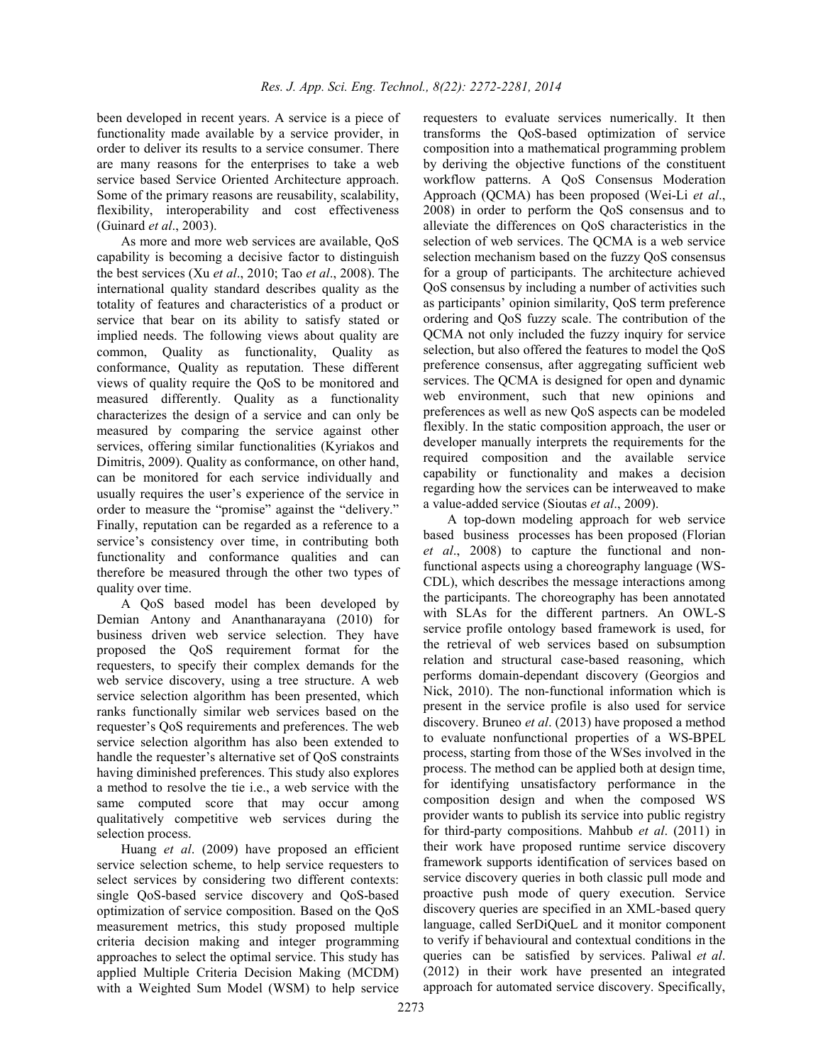been developed in recent years. A service is a piece of functionality made available by a service provider, in order to deliver its results to a service consumer. There are many reasons for the enterprises to take a web service based Service Oriented Architecture approach. Some of the primary reasons are reusability, scalability, flexibility, interoperability and cost effectiveness (Guinard *et al*., 2003).

As more and more web services are available, QoS capability is becoming a decisive factor to distinguish the best services (Xu *et al*., 2010; Tao *et al*., 2008). The international quality standard describes quality as the totality of features and characteristics of a product or service that bear on its ability to satisfy stated or implied needs. The following views about quality are common, Quality as functionality, Quality as conformance, Quality as reputation. These different views of quality require the QoS to be monitored and measured differently. Quality as a functionality characterizes the design of a service and can only be measured by comparing the service against other services, offering similar functionalities (Kyriakos and Dimitris, 2009). Quality as conformance, on other hand, can be monitored for each service individually and usually requires the user's experience of the service in order to measure the "promise" against the "delivery." Finally, reputation can be regarded as a reference to a service's consistency over time, in contributing both functionality and conformance qualities and can therefore be measured through the other two types of quality over time.

A QoS based model has been developed by Demian Antony and Ananthanarayana (2010) for business driven web service selection. They have proposed the QoS requirement format for the requesters, to specify their complex demands for the web service discovery, using a tree structure. A web service selection algorithm has been presented, which ranks functionally similar web services based on the requester's QoS requirements and preferences. The web service selection algorithm has also been extended to handle the requester's alternative set of QoS constraints having diminished preferences. This study also explores a method to resolve the tie i.e., a web service with the same computed score that may occur among qualitatively competitive web services during the selection process.

Huang *et al*. (2009) have proposed an efficient service selection scheme, to help service requesters to select services by considering two different contexts: single QoS-based service discovery and QoS-based optimization of service composition. Based on the QoS measurement metrics, this study proposed multiple criteria decision making and integer programming approaches to select the optimal service. This study has applied Multiple Criteria Decision Making (MCDM) with a Weighted Sum Model (WSM) to help service requesters to evaluate services numerically. It then transforms the QoS-based optimization of service composition into a mathematical programming problem by deriving the objective functions of the constituent workflow patterns. A QoS Consensus Moderation Approach (QCMA) has been proposed (Wei-Li *et al*., 2008) in order to perform the QoS consensus and to alleviate the differences on QoS characteristics in the selection of web services. The QCMA is a web service selection mechanism based on the fuzzy QoS consensus for a group of participants. The architecture achieved QoS consensus by including a number of activities such as participants' opinion similarity, QoS term preference ordering and QoS fuzzy scale. The contribution of the QCMA not only included the fuzzy inquiry for service selection, but also offered the features to model the QoS preference consensus, after aggregating sufficient web services. The QCMA is designed for open and dynamic web environment, such that new opinions and preferences as well as new QoS aspects can be modeled flexibly. In the static composition approach, the user or developer manually interprets the requirements for the required composition and the available service capability or functionality and makes a decision regarding how the services can be interweaved to make a value-added service (Sioutas *et al*., 2009).

A top-down modeling approach for web service based business processes has been proposed (Florian *et al*., 2008) to capture the functional and non-functional aspects using a choreography language (WS-CDL), which describes the message interactions among the participants. The choreography has been annotated with SLAs for the different partners. An OWL-S service profile ontology based framework is used, for the retrieval of web services based on subsumption relation and structural case-based reasoning, which performs domain-dependant discovery (Georgios and Nick, 2010). The non-functional information which is present in the service profile is also used for service discovery. Bruneo *et al*. (2013) have proposed a method to evaluate nonfunctional properties of a WS-BPEL process, starting from those of the WSes involved in the process. The method can be applied both at design time, for identifying unsatisfactory performance in the composition design and when the composed WS provider wants to publish its service into public registry for third-party compositions. Mahbub *et al*. (2011) in their work have proposed runtime service discovery framework supports identification of services based on service discovery queries in both classic pull mode and proactive push mode of query execution. Service discovery queries are specified in an XML-based query language, called SerDiQueL and it monitor component to verify if behavioural and contextual conditions in the queries can be satisfied by services. Paliwal *et al*. (2012) in their work have presented an integrated approach for automated service discovery. Specifically,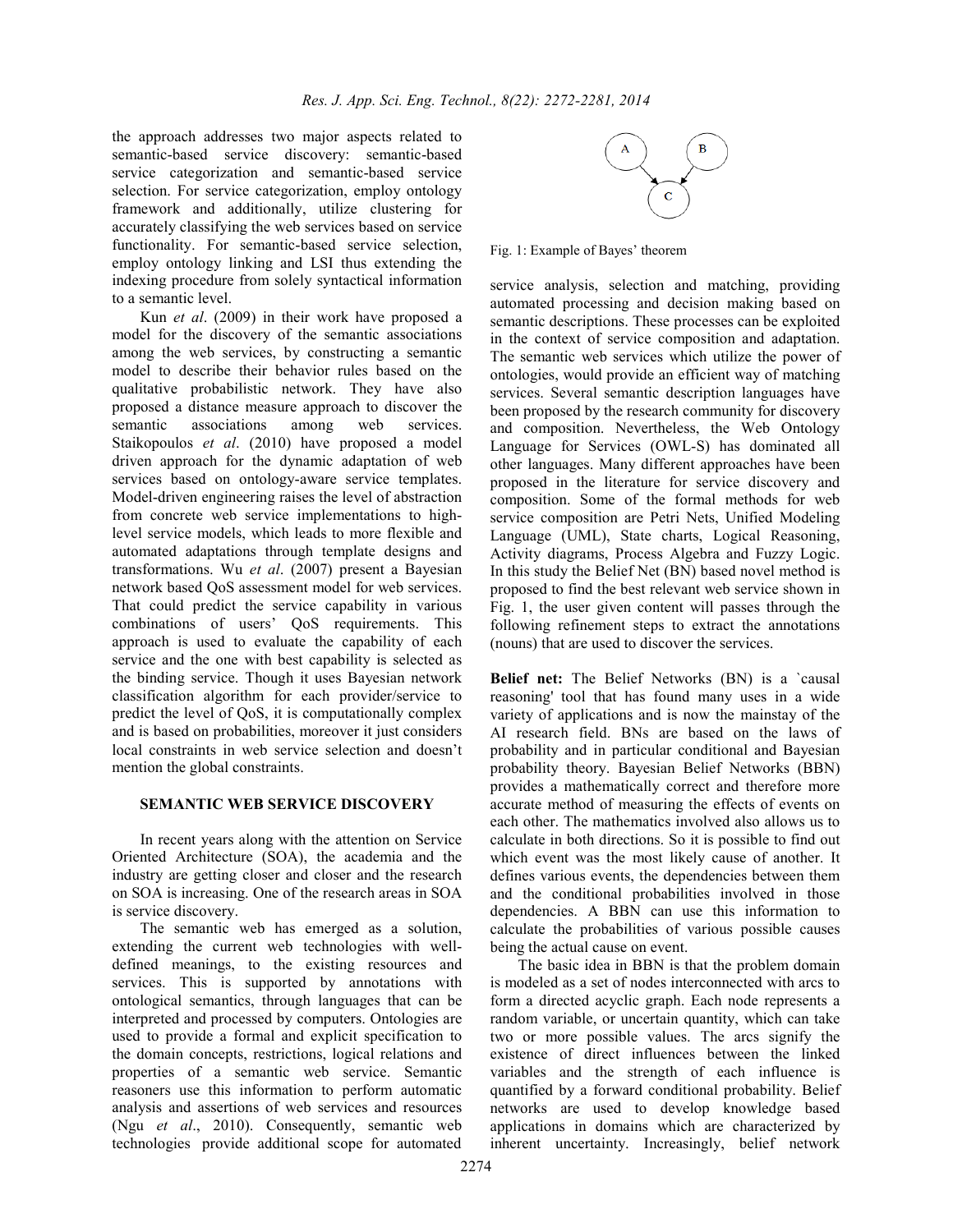the approach addresses two major aspects related to semantic-based service discovery: semantic-based service categorization and semantic-based service selection. For service categorization, employ ontology framework and additionally, utilize clustering for accurately classifying the web services based on service functionality. For semantic-based service selection, employ ontology linking and LSI thus extending the indexing procedure from solely syntactical information to a semantic level.

Kun *et al*. (2009) in their work have proposed a model for the discovery of the semantic associations among the web services, by constructing a semantic model to describe their behavior rules based on the qualitative probabilistic network. They have also proposed a distance measure approach to discover the semantic associations among web services. Staikopoulos *et al*. (2010) have proposed a model driven approach for the dynamic adaptation of web services based on ontology-aware service templates. Model-driven engineering raises the level of abstraction from concrete web service implementations to high-level service models, which leads to more flexible and automated adaptations through template designs and transformations. Wu *et al*. (2007) present a Bayesian network based QoS assessment model for web services. That could predict the service capability in various combinations of users' QoS requirements. This approach is used to evaluate the capability of each service and the one with best capability is selected as the binding service. Though it uses Bayesian network classification algorithm for each provider/service to predict the level of QoS, it is computationally complex and is based on probabilities, moreover it just considers local constraints in web service selection and doesn't mention the global constraints.

## SEMANTIC WEB SERVICE DISCOVERY

In recent years along with the attention on Service Oriented Architecture (SOA), the academia and the industry are getting closer and closer and the research on SOA is increasing. One of the research areas in SOA is service discovery.

The semantic web has emerged as a solution, extending the current web technologies with well-defined meanings, to the existing resources and services. This is supported by annotations with ontological semantics, through languages that can be interpreted and processed by computers. Ontologies are used to provide a formal and explicit specification to the domain concepts, restrictions, logical relations and properties of a semantic web service. Semantic reasoners use this information to perform automatic analysis and assertions of web services and resources (Ngu *et al*., 2010). Consequently, semantic web technologies provide additional scope for automated service analysis, selection and matching, providing automated processing and decision making based on semantic descriptions. These processes can be exploited in the context of service composition and adaptation. The semantic web services which utilize the power of ontologies, would provide an efficient way of matching services. Several semantic description languages have been proposed by the research community for discovery and composition. Nevertheless, the Web Ontology Language for Services (OWL-S) has dominated all other languages. Many different approaches have been proposed in the literature for service discovery and composition. Some of the formal methods for web service composition are Petri Nets, Unified Modeling Language (UML), State charts, Logical Reasoning, Activity diagrams, Process Algebra and Fuzzy Logic. In this study the Belief Net (BN) based novel method is proposed to find the best relevant web service shown in Fig. 1, the user given content will passes through the following refinement steps to extract the annotations (nouns) that are used to discover the services.

Fig. 1: Example of Bayes' theorem

**Belief net:** The Belief Networks (BN) is a `causal reasoning' tool that has found many uses in a wide variety of applications and is now the mainstay of the AI research field. BNs are based on the laws of probability and in particular conditional and Bayesian probability theory. Bayesian Belief Networks (BBN) provides a mathematically correct and therefore more accurate method of measuring the effects of events on each other. The mathematics involved also allows us to calculate in both directions. So it is possible to find out which event was the most likely cause of another. It defines various events, the dependencies between them and the conditional probabilities involved in those dependencies. A BBN can use this information to calculate the probabilities of various possible causes being the actual cause on event.

The basic idea in BBN is that the problem domain is modeled as a set of nodes interconnected with arcs to form a directed acyclic graph. Each node represents a random variable, or uncertain quantity, which can take two or more possible values. The arcs signify the existence of direct influences between the linked variables and the strength of each influence is quantified by a forward conditional probability. Belief networks are used to develop knowledge based applications in domains which are characterized by inherent uncertainty. Increasingly, belief network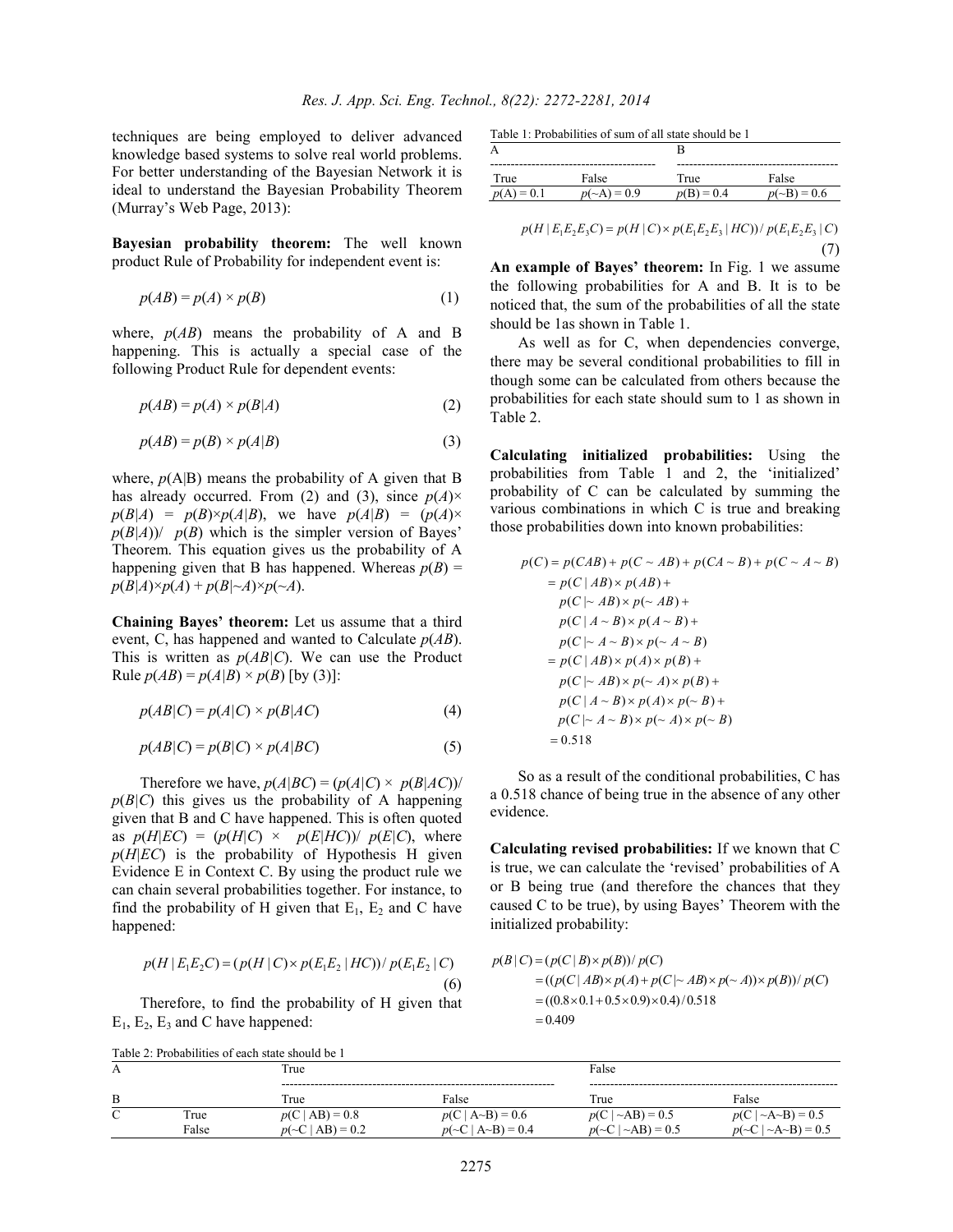techniques are being employed to deliver advanced knowledge based systems to solve real world problems. For better understanding of the Bayesian Network it is ideal to understand the Bayesian Probability Theorem (Murray's Web Page, 2013):

**Bayesian probability theorem:** The well known product Rule of Probability for independent event is:

$$p(AB) = p(A) \times p(B) \tag{1}$$

where, $p(AB)$ means the probability of A and B happening. This is actually a special case of the following Product Rule for dependent events:

$$p(AB) = p(A) \times p(B|A) \tag{2}$$

$$p(AB) = p(B) \times p(A|B) \tag{3}$$

where, $p(A|B)$ means the probability of A given that B has already occurred. From (2) and (3), since $p(A)\times p(B|A) = p(B)\times p(A|B)$, we have $p(A|B) = (p(A)\times p(B|A))/\ p(B)$ which is the simpler version of Bayes' Theorem. This equation gives us the probability of A happening given that B has happened. Whereas $p(B) = p(B|A)\times p(A) + p(B|{\sim}A)\times p({\sim}A)$.

**Chaining Bayes' theorem:** Let us assume that a third event, C, has happened and wanted to Calculate $p(AB)$. This is written as $p(AB|C)$. We can use the Product Rule $p(AB) = p(A|B) \times p(B)$ [by (3)]:

$$p(AB|C) = p(A|C) \times p(B|AC) \tag{4}$$

$$p(AB|C) = p(B|C) \times p(A|BC) \tag{5}$$

Therefore we have, $p(A|BC) = (p(A|C) \times p(B|AC))/\ p(B|C)$ this gives us the probability of A happening given that B and C have happened. This is often quoted as $p(H|EC) = (p(H|C) \times p(E|HC))/\ p(E|C)$, where $p(H|EC)$ is the probability of Hypothesis H given Evidence E in Context C. By using the product rule we can chain several probabilities together. For instance, to find the probability of H given that $E_1$, $E_2$ and C have happened:

$$p(H \mid E_1E_2C) = (p(H \mid C) \times p(E_1E_2 \mid HC)) / p(E_1E_2 \mid C) \tag{6}$$

Therefore, to find the probability of H given that $E_1$, $E_2$, $E_3$ and C have happened:

$$p(H \mid E_1E_2E_3C) = p(H \mid C) \times p(E_1E_2E_3 \mid HC)) / p(E_1E_2E_3 \mid C) \tag{7}$$

Table 1: Probabilities of sum of all state should be 1

| A | | B | |
|---|---|---|---|
| True | False | True | False |
| $p(A) = 0.1$ | $p({\sim}A) = 0.9$ | $p(B) = 0.4$ | $p({\sim}B) = 0.6$ |

**An example of Bayes' theorem:** In Fig. 1 we assume the following probabilities for A and B. It is to be noticed that, the sum of the probabilities of all the state should be 1as shown in Table 1.

As well as for C, when dependencies converge, there may be several conditional probabilities to fill in though some can be calculated from others because the probabilities for each state should sum to 1 as shown in Table 2.

**Calculating initialized probabilities:** Using the probabilities from Table 1 and 2, the 'initialized' probability of C can be calculated by summing the various combinations in which C is true and breaking those probabilities down into known probabilities:

$$\begin{aligned}
p(C) &= p(CAB) + p(C \sim AB) + p(CA \sim B) + p(C \sim A \sim B) \\
&= p(C \mid AB) \times p(AB) + \\
&\quad p(C \mid \sim AB) \times p(\sim AB) + \\
&\quad p(C \mid A \sim B) \times p(A \sim B) + \\
&\quad p(C \mid \sim A \sim B) \times p(\sim A \sim B) \\
&= p(C \mid AB) \times p(A) \times p(B) + \\
&\quad p(C \mid \sim AB) \times p(\sim A) \times p(B) + \\
&\quad p(C \mid A \sim B) \times p(A) \times p(\sim B) + \\
&\quad p(C \mid \sim A \sim B) \times p(\sim A) \times p(\sim B) \\
&= 0.518
\end{aligned}$$

So as a result of the conditional probabilities, C has a 0.518 chance of being true in the absence of any other evidence.

**Calculating revised probabilities:** If we known that C is true, we can calculate the 'revised' probabilities of A or B being true (and therefore the chances that they caused C to be true), by using Bayes' Theorem with the initialized probability:

$$\begin{aligned}
p(B \mid C) &= (p(C \mid B) \times p(B)) / p(C) \\
&= ((p(C \mid AB) \times p(A) + p(C \mid \sim AB) \times p(\sim A)) \times p(B)) / p(C) \\
&= ((0.8 \times 0.1 + 0.5 \times 0.9) \times 0.4) / 0.518 \\
&= 0.409
\end{aligned}$$

Table 2: Probabilities of each state should be 1

| A | | True | | False | |
|---|---|---|---|---|---|
| B | | True | False | True | False |
| C | True | $p(C \mid AB) = 0.8$ | $p(C \mid A{\sim}B) = 0.6$ | $p(C \mid {\sim}AB) = 0.5$ | $p(C \mid {\sim}A{\sim}B) = 0.5$ |
| | False | $p({\sim}C \mid AB) = 0.2$ | $p({\sim}C \mid A{\sim}B) = 0.4$ | $p({\sim}C \mid {\sim}AB) = 0.5$ | $p({\sim}C \mid {\sim}A{\sim}B) = 0.5$ |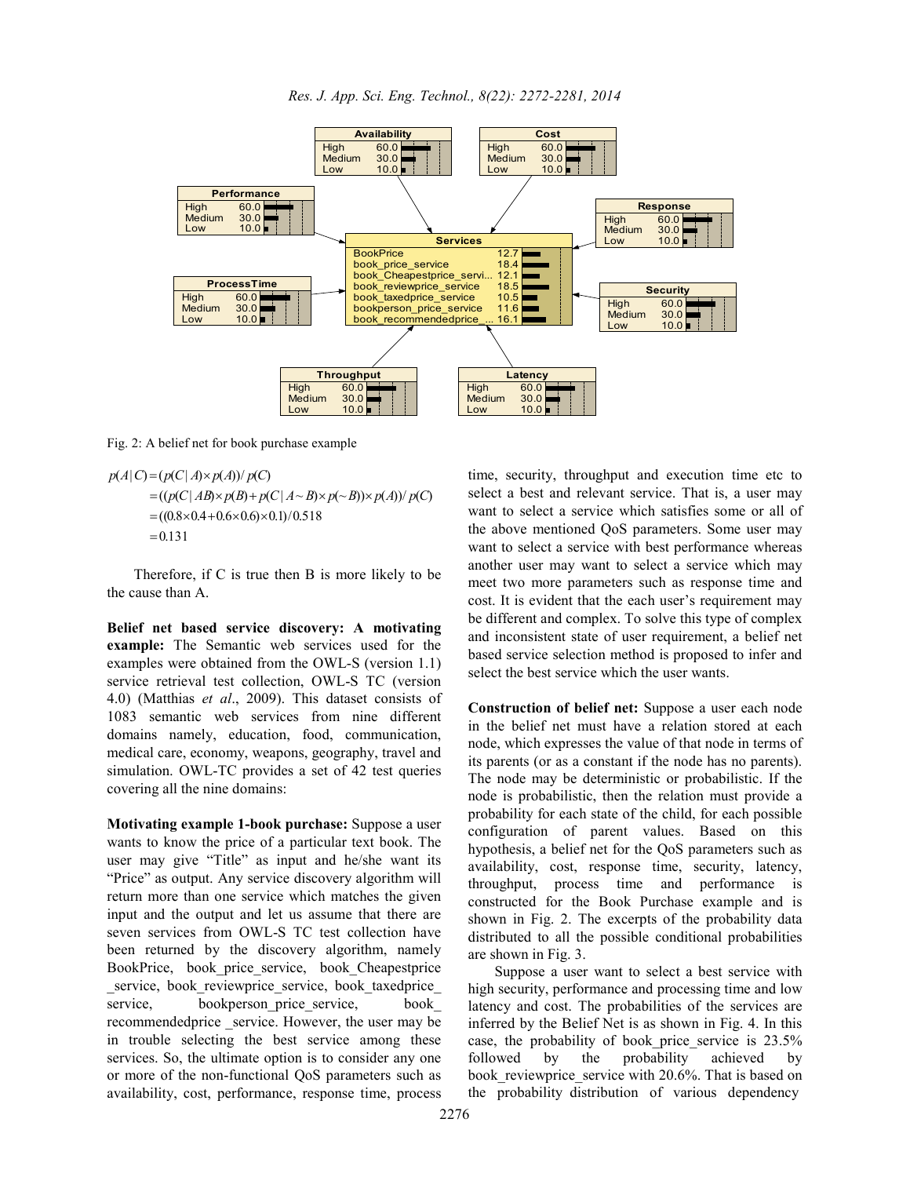| Availability | |
| --- | --- |
| High | 60.0 |
| Medium | 30.0 |
| Low | 10.0 |

| Cost | |
| --- | --- |
| High | 60.0 |
| Medium | 30.0 |
| Low | 10.0 |

| Performance | |
| --- | --- |
| High | 60.0 |
| Medium | 30.0 |
| Low | 10.0 |

| Response | |
| --- | --- |
| High | 60.0 |
| Medium | 30.0 |
| Low | 10.0 |

| Services | |
| --- | --- |
| BookPrice | 12.7 |
| book_price_service | 18.4 |
| book_Cheapestprice_servi... | 12.1 |
| book_reviewprice_service | 18.5 |
| book_taxedprice_service | 10.5 |
| bookperson_price_service | 11.6 |
| book_recommendedprice_... | 16.1 |

| ProcessTime | |
| --- | --- |
| High | 60.0 |
| Medium | 30.0 |
| Low | 10.0 |

| Security | |
| --- | --- |
| High | 60.0 |
| Medium | 30.0 |
| Low | 10.0 |

| Throughput | |
| --- | --- |
| High | 60.0 |
| Medium | 30.0 |
| Low | 10.0 |

| Latency | |
| --- | --- |
| High | 60.0 |
| Medium | 30.0 |
| Low | 10.0 |

Fig. 2: A belief net for book purchase example

$$
\begin{aligned}
p(A|C) &= (p(C|A) \times p(A)) / p(C) \\
&= ((p(C|AB) \times p(B) + p(C|A \sim B) \times p(\sim B)) \times p(A)) / p(C) \\
&= ((0.8 \times 0.4 + 0.6 \times 0.6) \times 0.1) / 0.518 \\
&= 0.131
\end{aligned}
$$

Therefore, if C is true then B is more likely to be the cause than A.

**Belief net based service discovery: A motivating example:** The Semantic web services used for the examples were obtained from the OWL-S (version 1.1) service retrieval test collection, OWL-S TC (version 4.0) (Matthias *et al*., 2009). This dataset consists of 1083 semantic web services from nine different domains namely, education, food, communication, medical care, economy, weapons, geography, travel and simulation. OWL-TC provides a set of 42 test queries covering all the nine domains:

**Motivating example 1-book purchase:** Suppose a user wants to know the price of a particular text book. The user may give "Title" as input and he/she want its "Price" as output. Any service discovery algorithm will return more than one service which matches the given input and the output and let us assume that there are seven services from OWL-S TC test collection have been returned by the discovery algorithm, namely BookPrice, book_price_service, book_Cheapestprice _service, book_reviewprice_service, book_taxedprice_ service, bookperson_price_service, book_ recommendedprice _service. However, the user may be in trouble selecting the best service among these services. So, the ultimate option is to consider any one or more of the non-functional QoS parameters such as availability, cost, performance, response time, process time, security, throughput and execution time etc to select a best and relevant service. That is, a user may want to select a service which satisfies some or all of the above mentioned QoS parameters. Some user may want to select a service with best performance whereas another user may want to select a service which may meet two more parameters such as response time and cost. It is evident that the each user's requirement may be different and complex. To solve this type of complex and inconsistent state of user requirement, a belief net based service selection method is proposed to infer and select the best service which the user wants.

**Construction of belief net:** Suppose a user each node in the belief net must have a relation stored at each node, which expresses the value of that node in terms of its parents (or as a constant if the node has no parents). The node may be deterministic or probabilistic. If the node is probabilistic, then the relation must provide a probability for each state of the child, for each possible configuration of parent values. Based on this hypothesis, a belief net for the QoS parameters such as availability, cost, response time, security, latency, throughput, process time and performance is constructed for the Book Purchase example and is shown in Fig. 2. The excerpts of the probability data distributed to all the possible conditional probabilities are shown in Fig. 3.

Suppose a user want to select a best service with high security, performance and processing time and low latency and cost. The probabilities of the services are inferred by the Belief Net is as shown in Fig. 4. In this case, the probability of book_price_service is 23.5% followed by the probability achieved by book_reviewprice_service with 20.6%. That is based on the probability distribution of various dependency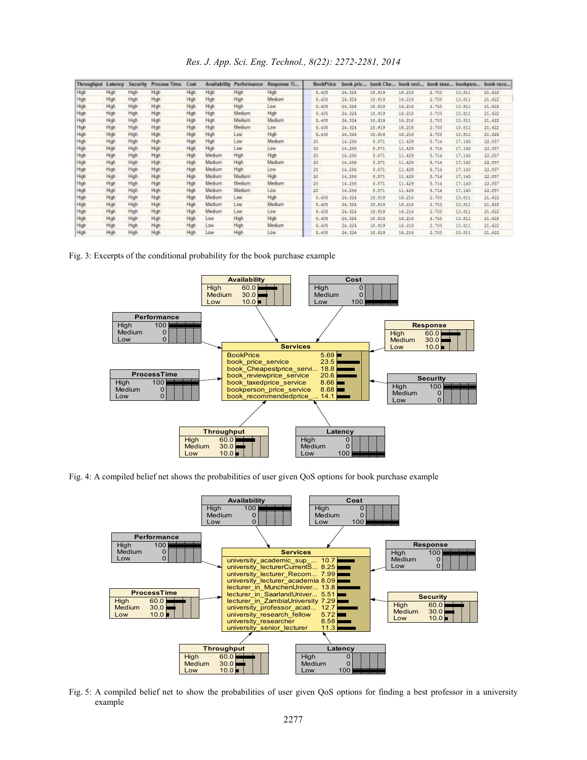| Throughput | Latency | Security | Process Time | Cost | Availability | Performance | Response Ti... | BookPrice | book pric... | book Che... | book revi... | book taxe... | bookpers... | book reco... |
|---|---|---|---|---|---|---|---|---|---|---|---|---|---|---|
| High | High | High | High | High | High | High | High | 5.405 | 24.324 | 18.919 | 16.216 | 2.703 | 10.811 | 21.622 |
| High | High | High | High | High | High | High | Medium | 5.405 | 24.324 | 18.919 | 16.216 | 2.703 | 10.811 | 21.622 |
| High | High | High | High | High | High | High | Low | 5.405 | 24.324 | 18.919 | 16.216 | 2.703 | 10.811 | 21.622 |
| High | High | High | High | High | High | Medium | High | 5.405 | 24.324 | 18.919 | 16.216 | 2.703 | 10.811 | 21.622 |
| High | High | High | High | High | High | Medium | Medium | 5.405 | 24.324 | 18.919 | 16.216 | 2.703 | 10.811 | 21.622 |
| High | High | High | High | High | High | Medium | Low | 5.405 | 24.324 | 18.919 | 16.216 | 2.703 | 10.811 | 21.622 |
| High | High | High | High | High | High | Low | High | 5.405 | 24.324 | 18.919 | 16.216 | 2.703 | 10.811 | 21.622 |
| High | High | High | High | High | High | Low | Medium | 20 | 14.286 | 8.571 | 11.429 | 5.714 | 17.143 | 22.857 |
| High | High | High | High | High | High | Low | Low | 20 | 14.286 | 8.571 | 11.429 | 5.714 | 17.143 | 22.857 |
| High | High | High | High | High | Medium | High | High | 20 | 14.286 | 8.571 | 11.429 | 5.714 | 17.143 | 22.857 |
| High | High | High | High | High | Medium | High | Medium | 20 | 14.286 | 8.571 | 11.429 | 5.714 | 17.143 | 22.857 |
| High | High | High | High | High | Medium | High | Low | 20 | 14.286 | 8.571 | 11.429 | 5.714 | 17.143 | 22.857 |
| High | High | High | High | High | Medium | Medium | High | 20 | 14.286 | 8.571 | 11.429 | 5.714 | 17.143 | 22.857 |
| High | High | High | High | High | Medium | Medium | Medium | 20 | 14.286 | 8.571 | 11.429 | 5.714 | 17.143 | 22.857 |
| High | High | High | High | High | Medium | Medium | Low | 20 | 14.286 | 8.571 | 11.429 | 5.714 | 17.143 | 22.857 |
| High | High | High | High | High | Medium | Low | High | 5.405 | 24.324 | 18.919 | 16.216 | 2.703 | 10.811 | 21.622 |
| High | High | High | High | High | Medium | Low | Medium | 5.405 | 24.324 | 18.919 | 16.216 | 2.703 | 10.811 | 21.622 |
| High | High | High | High | High | Medium | Low | Low | 5.405 | 24.324 | 18.919 | 16.216 | 2.703 | 10.811 | 21.622 |
| High | High | High | High | High | Low | High | High | 5.405 | 24.324 | 18.919 | 16.216 | 2.703 | 10.811 | 21.622 |
| High | High | High | High | High | Low | High | Medium | 5.405 | 24.324 | 18.919 | 16.216 | 2.703 | 10.811 | 21.622 |
| High | High | High | High | High | Low | High | Low | 5.405 | 24.324 | 18.919 | 16.216 | 2.703 | 10.811 | 21.622 |

Fig. 3: Excerpts of the conditional probability for the book purchase example

Fig. 4: A compiled belief net shows the probabilities of user given QoS options for book purchase example

Fig. 5: A compiled belief net to show the probabilities of user given QoS options for finding a best professor in a university example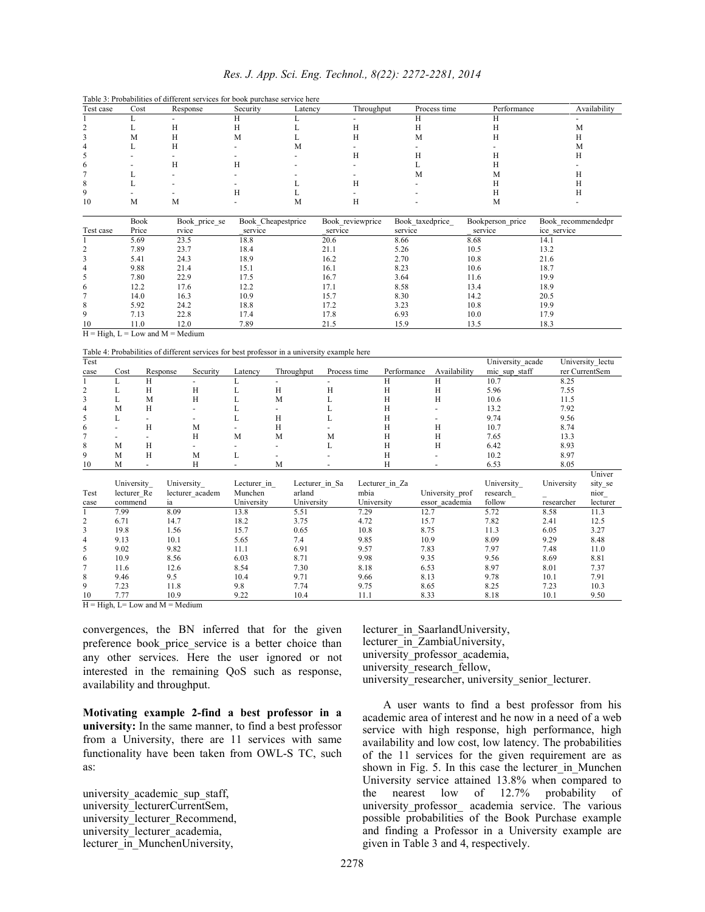Table 3: Probabilities of different services for book purchase service here

| Test case | Cost | Response | Security | Latency | Throughput | Process time | Performance | Availability |
|---|---|---|---|---|---|---|---|---|
| 1 | L | - | H | L | - | H | H | - |
| 2 | L | H | H | L | H | H | H | M |
| 3 | M | H | M | L | H | M | H | H |
| 4 | L | H | - | M | - | - | - | M |
| 5 | - | - | - | - | H | H | H | H |
| 6 | - | H | H | - | - | L | H | - |
| 7 | L | - | - | - | - | M | M | H |
| 8 | L | - | - | L | H | - | H | H |
| 9 | - | - | H | L | - | - | H | H |
| 10 | M | M | - | M | H | - | M | - |

| Test case | Book Price | Book_price_service | Book_Cheapestprice_service | Book_reviewprice_service | Book_taxedprice_service | Bookperson_price_service | Book_recommendedprice_service |
|---|---|---|---|---|---|---|---|
| 1 | 5.69 | 23.5 | 18.8 | 20.6 | 8.66 | 8.68 | 14.1 |
| 2 | 7.89 | 23.7 | 18.4 | 21.1 | 5.26 | 10.5 | 13.2 |
| 3 | 5.41 | 24.3 | 18.9 | 16.2 | 2.70 | 10.8 | 21.6 |
| 4 | 9.88 | 21.4 | 15.1 | 16.1 | 8.23 | 10.6 | 18.7 |
| 5 | 7.80 | 22.9 | 17.5 | 16.7 | 3.64 | 11.6 | 19.9 |
| 6 | 12.2 | 17.6 | 12.2 | 17.1 | 8.58 | 13.4 | 18.9 |
| 7 | 14.0 | 16.3 | 10.9 | 15.7 | 8.30 | 14.2 | 20.5 |
| 8 | 5.92 | 24.2 | 18.8 | 17.2 | 3.23 | 10.8 | 19.9 |
| 9 | 7.13 | 22.8 | 17.4 | 17.8 | 6.93 | 10.0 | 17.9 |
| 10 | 11.0 | 12.0 | 7.89 | 21.5 | 15.9 | 13.5 | 18.3 |

H = High, L = Low and M = Medium

Table 4: Probabilities of different services for best professor in a university example here

| Test case | Cost | Response | Security | Latency | Throughput | Process time | Performance | Availability | University_academic_sup_staff | University_lecturer CurrentSem |
|---|---|---|---|---|---|---|---|---|---|---|
| 1 | L | H | - | L | - | - | H | H | 10.7 | 8.25 |
| 2 | L | H | H | L | H | H | H | H | 5.96 | 7.55 |
| 3 | L | M | H | L | M | L | H | H | 10.6 | 11.5 |
| 4 | M | H | - | L | - | L | H | H | 13.2 | 7.92 |
| 5 | L | - | - | L | H | L | H | - | 9.74 | 9.56 |
| 6 | - | H | M | - | H | - | H | H | 10.7 | 8.74 |
| 7 | - | - | H | M | M | M | H | H | 7.65 | 13.3 |
| 8 | M | H | - | - | - | L | H | H | 6.42 | 8.93 |
| 9 | M | H | M | L | - | - | H | - | 10.2 | 8.97 |
| 10 | M | - | H | - | M | - | H | - | 6.53 | 8.05 |

| Test case | University_lecturer_Recommend | University_lecturer_academia | Lecturer_in_Munchen University | Lecturer_in_Saarland University | Lecturer_in_Zambia University | University_professor_academia | University_research_follow | University_researcher | University_senior_lecturer |
|---|---|---|---|---|---|---|---|---|---|
| 1 | 7.99 | 8.09 | 13.8 | 5.51 | 7.29 | 12.7 | 5.72 | 8.58 | 11.3 |
| 2 | 6.71 | 14.7 | 18.2 | 3.75 | 4.72 | 15.7 | 7.82 | 2.41 | 12.5 |
| 3 | 19.8 | 1.56 | 15.7 | 0.65 | 10.8 | 8.75 | 11.3 | 6.05 | 3.27 |
| 4 | 9.13 | 10.1 | 5.65 | 7.4 | 9.85 | 10.9 | 8.09 | 9.29 | 8.48 |
| 5 | 9.02 | 9.82 | 11.1 | 6.91 | 9.57 | 7.83 | 7.97 | 7.48 | 11.0 |
| 6 | 10.9 | 8.56 | 6.03 | 8.71 | 9.98 | 9.35 | 9.56 | 8.69 | 8.81 |
| 7 | 11.6 | 12.6 | 8.54 | 7.30 | 8.18 | 6.53 | 8.97 | 8.01 | 7.37 |
| 8 | 9.46 | 9.5 | 10.4 | 9.71 | 9.66 | 8.13 | 9.78 | 10.1 | 7.91 |
| 9 | 7.23 | 11.8 | 9.8 | 7.74 | 9.75 | 8.65 | 8.25 | 7.23 | 10.3 |
| 10 | 7.77 | 10.9 | 9.22 | 10.4 | 11.1 | 8.33 | 8.18 | 10.1 | 9.50 |

H = High, L= Low and M = Medium

convergences, the BN inferred that for the given preference book_price_service is a better choice than any other services. Here the user ignored or not interested in the remaining QoS such as response, availability and throughput.

**Motivating example 2-find a best professor in a university:** In the same manner, to find a best professor from a University, there are 11 services with same functionality have been taken from OWL-S TC, such as:

university_academic_sup_staff,
university_lecturerCurrentSem,
university_lecturer_Recommend,
university_lecturer_academia,
lecturer_in_MunchenUniversity,
lecturer_in_SaarlandUniversity,
lecturer_in_ZambiaUniversity,
university_professor_academia,
university_research_fellow,
university_researcher, university_senior_lecturer.

A user wants to find a best professor from his academic area of interest and he now in a need of a web service with high response, high performance, high availability and low cost, low latency. The probabilities of the 11 services for the given requirement are as shown in Fig. 5. In this case the lecturer_in_Munchen University service attained 13.8% when compared to the nearest low of 12.7% probability of university_professor_ academia service. The various possible probabilities of the Book Purchase example and finding a Professor in a University example are given in Table 3 and 4, respectively.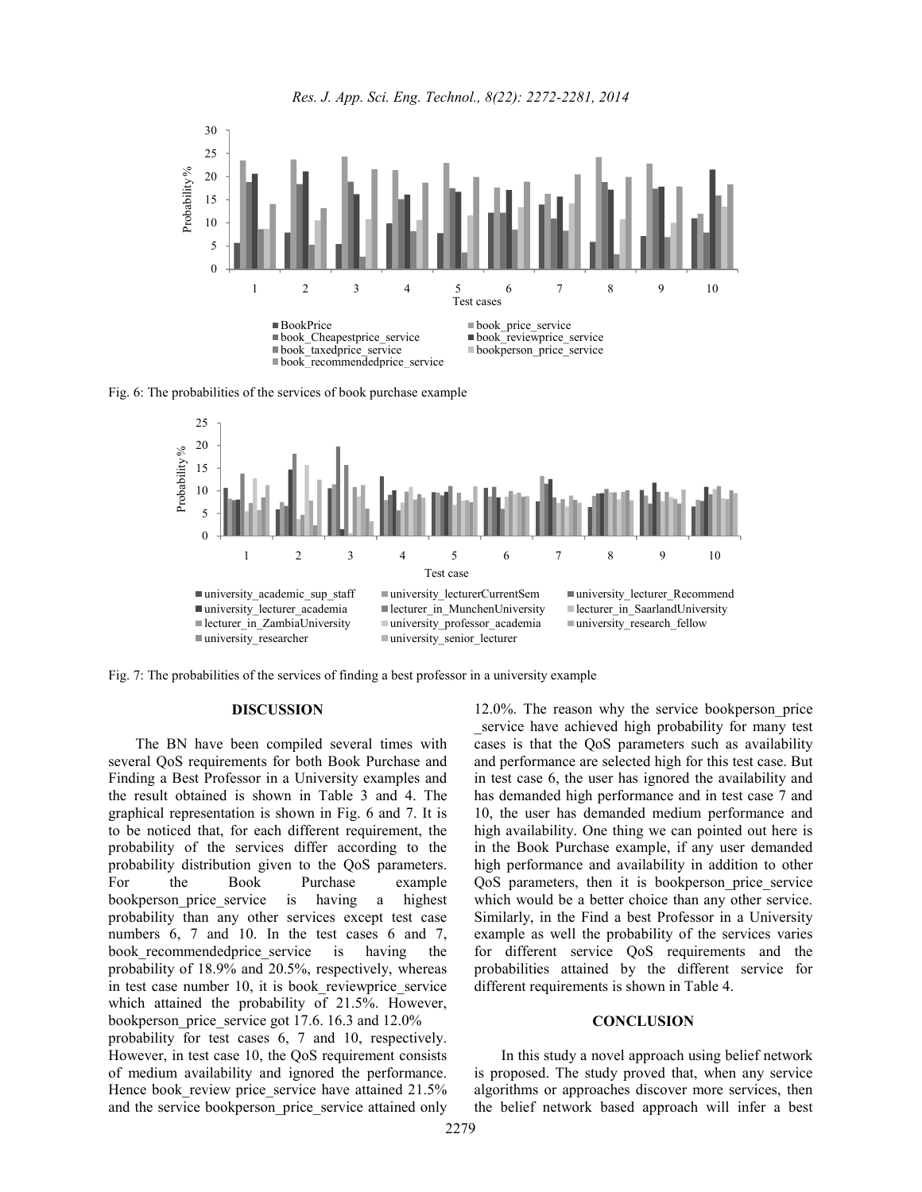Fig. 6: The probabilities of the services of book purchase example

Fig. 7: The probabilities of the services of finding a best professor in a university example

## DISCUSSION

The BN have been compiled several times with several QoS requirements for both Book Purchase and Finding a Best Professor in a University examples and the result obtained is shown in Table 3 and 4. The graphical representation is shown in Fig. 6 and 7. It is to be noticed that, for each different requirement, the probability of the services differ according to the probability distribution given to the QoS parameters. For the Book Purchase example bookperson_price_service is having a highest probability than any other services except test case numbers 6, 7 and 10. In the test cases 6 and 7, book_recommendedprice_service is having the probability of 18.9% and 20.5%, respectively, whereas in test case number 10, it is book_reviewprice_service which attained the probability of 21.5%. However, bookperson_price_service got 17.6. 16.3 and 12.0% probability for test cases 6, 7 and 10, respectively. However, in test case 10, the QoS requirement consists of medium availability and ignored the performance. Hence book_review price_service have attained 21.5% and the service bookperson_price_service attained only 12.0%. The reason why the service bookperson_price _service have achieved high probability for many test cases is that the QoS parameters such as availability and performance are selected high for this test case. But in test case 6, the user has ignored the availability and has demanded high performance and in test case 7 and 10, the user has demanded medium performance and high availability. One thing we can pointed out here is in the Book Purchase example, if any user demanded high performance and availability in addition to other QoS parameters, then it is bookperson_price_service which would be a better choice than any other service. Similarly, in the Find a best Professor in a University example as well the probability of the services varies for different service QoS requirements and the probabilities attained by the different service for different requirements is shown in Table 4.

## CONCLUSION

In this study a novel approach using belief network is proposed. The study proved that, when any service algorithms or approaches discover more services, then the belief network based approach will infer a best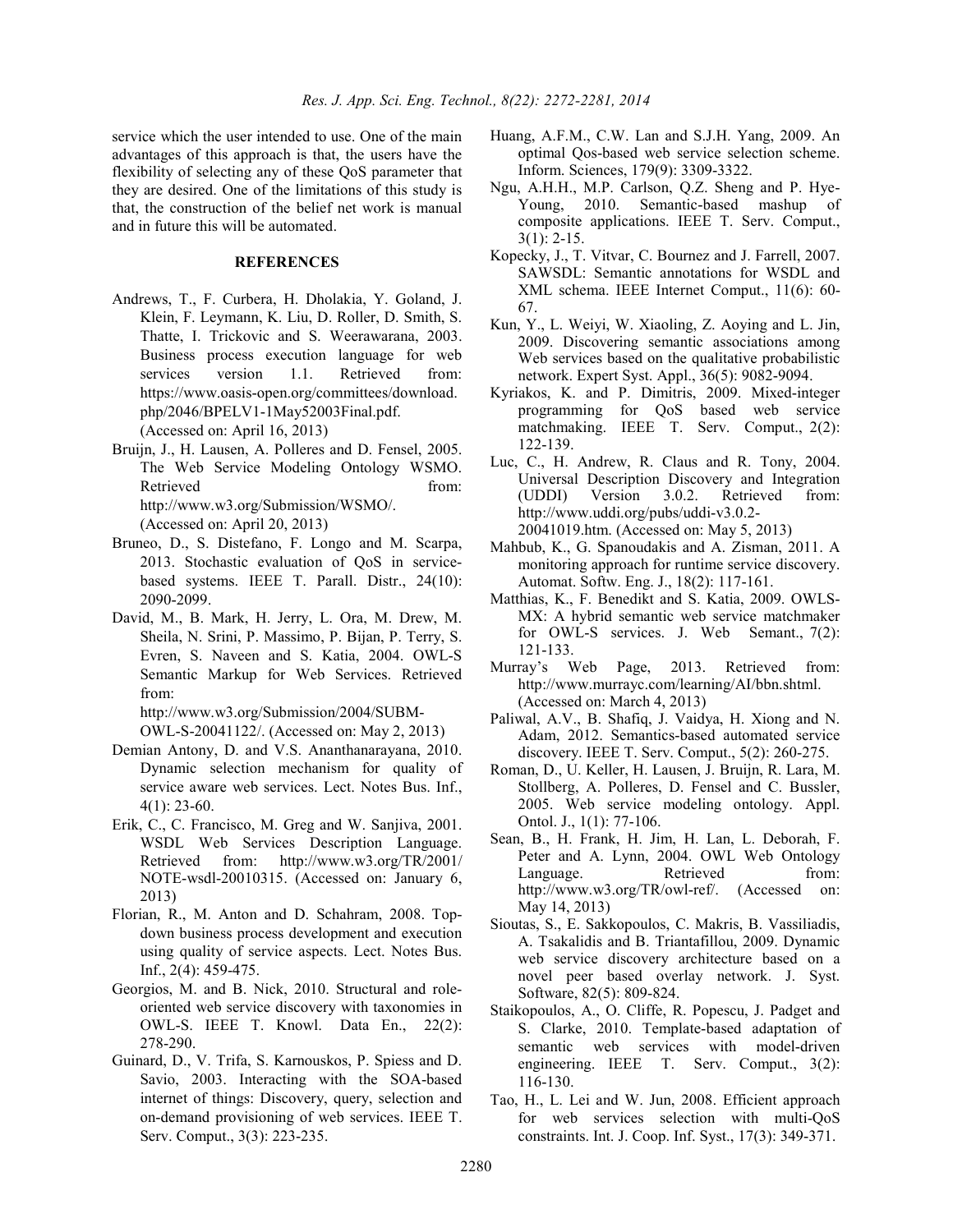service which the user intended to use. One of the main advantages of this approach is that, the users have the flexibility of selecting any of these QoS parameter that they are desired. One of the limitations of this study is that, the construction of the belief net work is manual and in future this will be automated.

## REFERENCES

Andrews, T., F. Curbera, H. Dholakia, Y. Goland, J. Klein, F. Leymann, K. Liu, D. Roller, D. Smith, S. Thatte, I. Trickovic and S. Weerawarana, 2003. Business process execution language for web services version 1.1. Retrieved from: https://www.oasis-open.org/committees/download.php/2046/BPELV1-1May52003Final.pdf. (Accessed on: April 16, 2013)

Bruijn, J., H. Lausen, A. Polleres and D. Fensel, 2005. The Web Service Modeling Ontology WSMO. Retrieved from: http://www.w3.org/Submission/WSMO/. (Accessed on: April 20, 2013)

Bruneo, D., S. Distefano, F. Longo and M. Scarpa, 2013. Stochastic evaluation of QoS in service-based systems. IEEE T. Parall. Distr., 24(10): 2090-2099.

David, M., B. Mark, H. Jerry, L. Ora, M. Drew, M. Sheila, N. Srini, P. Massimo, P. Bijan, P. Terry, S. Evren, S. Naveen and S. Katia, 2004. OWL-S Semantic Markup for Web Services. Retrieved from: http://www.w3.org/Submission/2004/SUBM-OWL-S-20041122/. (Accessed on: May 2, 2013)

Demian Antony, D. and V.S. Ananthanarayana, 2010. Dynamic selection mechanism for quality of service aware web services. Lect. Notes Bus. Inf., 4(1): 23-60.

Erik, C., C. Francisco, M. Greg and W. Sanjiva, 2001. WSDL Web Services Description Language. Retrieved from: http://www.w3.org/TR/2001/NOTE-wsdl-20010315. (Accessed on: January 6, 2013)

Florian, R., M. Anton and D. Schahram, 2008. Top-down business process development and execution using quality of service aspects. Lect. Notes Bus. Inf., 2(4): 459-475.

Georgios, M. and B. Nick, 2010. Structural and role-oriented web service discovery with taxonomies in OWL-S. IEEE T. Knowl. Data En., 22(2): 278-290.

Guinard, D., V. Trifa, S. Karnouskos, P. Spiess and D. Savio, 2003. Interacting with the SOA-based internet of things: Discovery, query, selection and on-demand provisioning of web services. IEEE T. Serv. Comput., 3(3): 223-235.

Huang, A.F.M., C.W. Lan and S.J.H. Yang, 2009. An optimal Qos-based web service selection scheme. Inform. Sciences, 179(9): 3309-3322.

Ngu, A.H.H., M.P. Carlson, Q.Z. Sheng and P. Hye-Young, 2010. Semantic-based mashup of composite applications. IEEE T. Serv. Comput., 3(1): 2-15.

Kopecky, J., T. Vitvar, C. Bournez and J. Farrell, 2007. SAWSDL: Semantic annotations for WSDL and XML schema. IEEE Internet Comput., 11(6): 60-67.

Kun, Y., L. Weiyi, W. Xiaoling, Z. Aoying and L. Jin, 2009. Discovering semantic associations among Web services based on the qualitative probabilistic network. Expert Syst. Appl., 36(5): 9082-9094.

Kyriakos, K. and P. Dimitris, 2009. Mixed-integer programming for QoS based web service matchmaking. IEEE T. Serv. Comput., 2(2): 122-139.

Luc, C., H. Andrew, R. Claus and R. Tony, 2004. Universal Description Discovery and Integration (UDDI) Version 3.0.2. Retrieved from: http://www.uddi.org/pubs/uddi-v3.0.2-20041019.htm. (Accessed on: May 5, 2013)

Mahbub, K., G. Spanoudakis and A. Zisman, 2011. A monitoring approach for runtime service discovery. Automat. Softw. Eng. J., 18(2): 117-161.

Matthias, K., F. Benedikt and S. Katia, 2009. OWLS-MX: A hybrid semantic web service matchmaker for OWL-S services. J. Web Semant., 7(2): 121-133.

Murray's Web Page, 2013. Retrieved from: http://www.murrayc.com/learning/AI/bbn.shtml. (Accessed on: March 4, 2013)

Paliwal, A.V., B. Shafiq, J. Vaidya, H. Xiong and N. Adam, 2012. Semantics-based automated service discovery. IEEE T. Serv. Comput., 5(2): 260-275.

Roman, D., U. Keller, H. Lausen, J. Bruijn, R. Lara, M. Stollberg, A. Polleres, D. Fensel and C. Bussler, 2005. Web service modeling ontology. Appl. Ontol. J., 1(1): 77-106.

Sean, B., H. Frank, H. Jim, H. Lan, L. Deborah, F. Peter and A. Lynn, 2004. OWL Web Ontology Language. Retrieved from: http://www.w3.org/TR/owl-ref/. (Accessed on: May 14, 2013)

Sioutas, S., E. Sakkopoulos, C. Makris, B. Vassiliadis, A. Tsakalidis and B. Triantafillou, 2009. Dynamic web service discovery architecture based on a novel peer based overlay network. J. Syst. Software, 82(5): 809-824.

Staikopoulos, A., O. Cliffe, R. Popescu, J. Padget and S. Clarke, 2010. Template-based adaptation of semantic web services with model-driven engineering. IEEE T. Serv. Comput., 3(2): 116-130.

Tao, H., L. Lei and W. Jun, 2008. Efficient approach for web services selection with multi-QoS constraints. Int. J. Coop. Inf. Syst., 17(3): 349-371.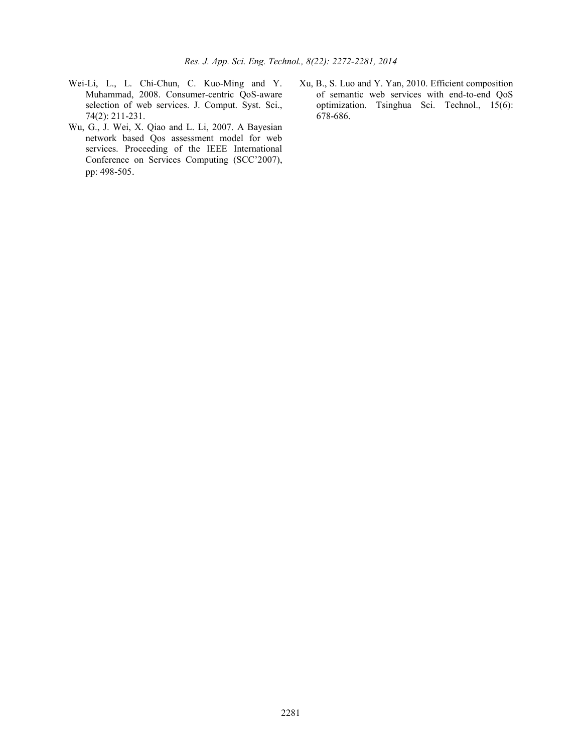Wei-Li, L., L. Chi-Chun, C. Kuo-Ming and Y. Muhammad, 2008. Consumer-centric QoS-aware selection of web services. J. Comput. Syst. Sci., 74(2): 211-231.

Wu, G., J. Wei, X. Qiao and L. Li, 2007. A Bayesian network based Qos assessment model for web services. Proceeding of the IEEE International Conference on Services Computing (SCC'2007), pp: 498-505.

Xu, B., S. Luo and Y. Yan, 2010. Efficient composition of semantic web services with end-to-end QoS optimization. Tsinghua Sci. Technol., 15(6): 678-686.